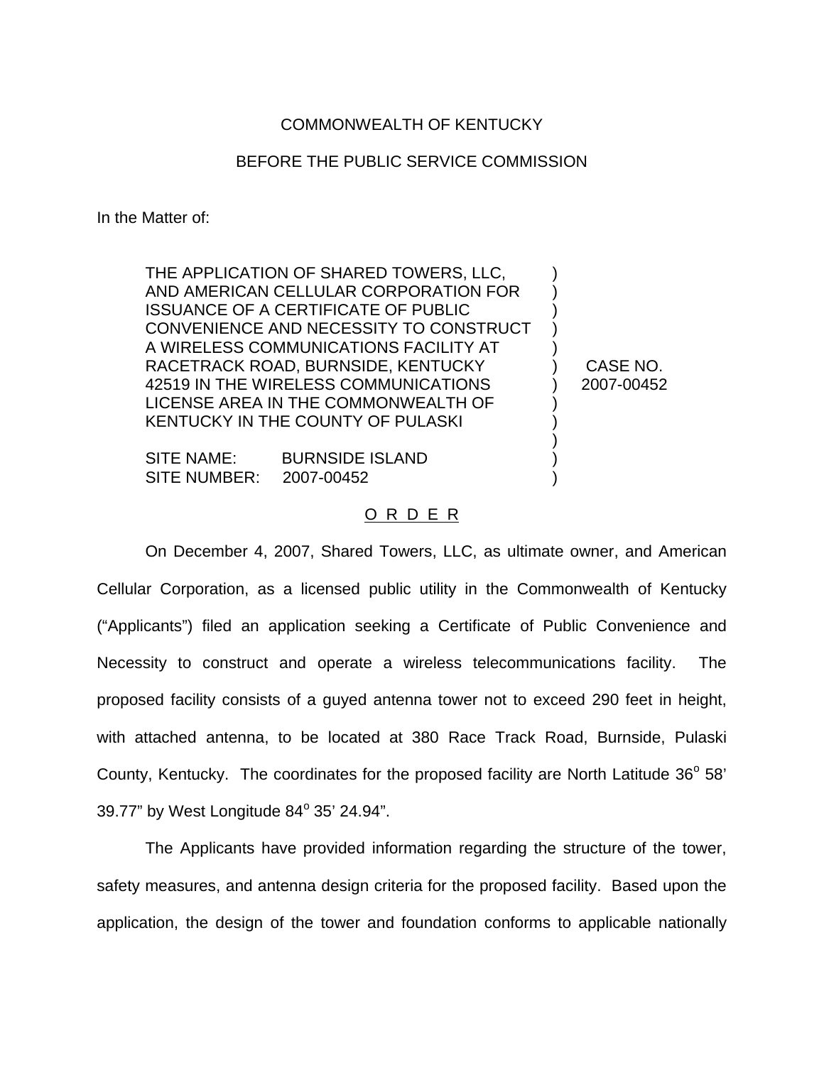COMMONWEALTH OF KENTUCKY

BEFORE THE PUBLIC SERVICE COMMISSION

In the Matter of:

| | | |
|---|---|---|
| THE APPLICATION OF SHARED TOWERS, LLC, AND AMERICAN CELLULAR CORPORATION FOR ISSUANCE OF A CERTIFICATE OF PUBLIC CONVENIENCE AND NECESSITY TO CONSTRUCT A WIRELESS COMMUNICATIONS FACILITY AT RACETRACK ROAD, BURNSIDE, KENTUCKY 42519 IN THE WIRELESS COMMUNICATIONS LICENSE AREA IN THE COMMONWEALTH OF KENTUCKY IN THE COUNTY OF PULASKI<br><br>SITE NAME: BURNSIDE ISLAND<br>SITE NUMBER: 2007-00452 | ) | CASE NO. 2007-00452 |

O R D E R

On December 4, 2007, Shared Towers, LLC, as ultimate owner, and American Cellular Corporation, as a licensed public utility in the Commonwealth of Kentucky ("Applicants") filed an application seeking a Certificate of Public Convenience and Necessity to construct and operate a wireless telecommunications facility. The proposed facility consists of a guyed antenna tower not to exceed 290 feet in height, with attached antenna, to be located at 380 Race Track Road, Burnside, Pulaski County, Kentucky. The coordinates for the proposed facility are North Latitude 36° 58' 39.77" by West Longitude 84° 35' 24.94".

The Applicants have provided information regarding the structure of the tower, safety measures, and antenna design criteria for the proposed facility. Based upon the application, the design of the tower and foundation conforms to applicable nationally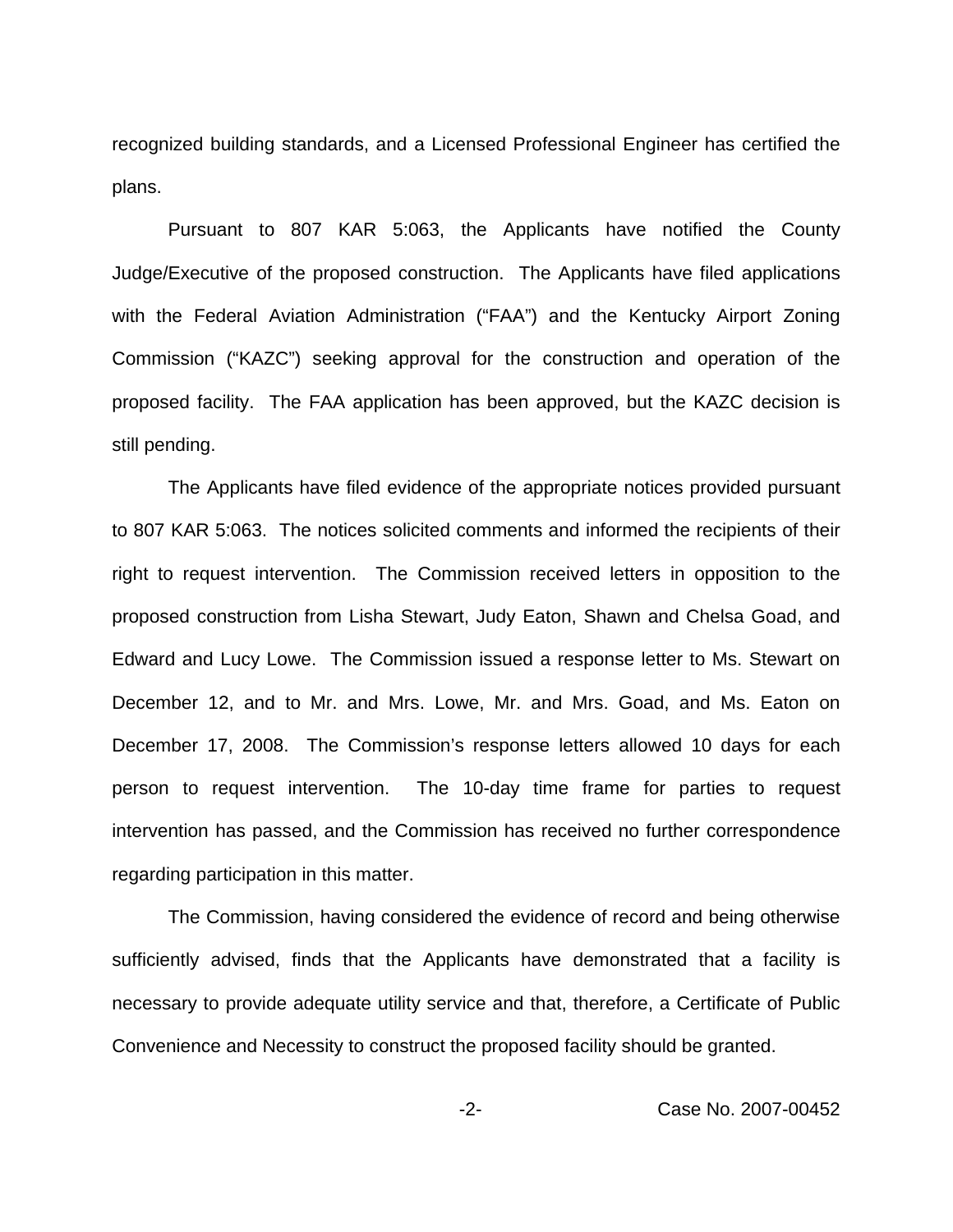recognized building standards, and a Licensed Professional Engineer has certified the plans.

Pursuant to 807 KAR 5:063, the Applicants have notified the County Judge/Executive of the proposed construction. The Applicants have filed applications with the Federal Aviation Administration ("FAA") and the Kentucky Airport Zoning Commission ("KAZC") seeking approval for the construction and operation of the proposed facility. The FAA application has been approved, but the KAZC decision is still pending.

The Applicants have filed evidence of the appropriate notices provided pursuant to 807 KAR 5:063. The notices solicited comments and informed the recipients of their right to request intervention. The Commission received letters in opposition to the proposed construction from Lisha Stewart, Judy Eaton, Shawn and Chelsa Goad, and Edward and Lucy Lowe. The Commission issued a response letter to Ms. Stewart on December 12, and to Mr. and Mrs. Lowe, Mr. and Mrs. Goad, and Ms. Eaton on December 17, 2008. The Commission's response letters allowed 10 days for each person to request intervention. The 10-day time frame for parties to request intervention has passed, and the Commission has received no further correspondence regarding participation in this matter.

The Commission, having considered the evidence of record and being otherwise sufficiently advised, finds that the Applicants have demonstrated that a facility is necessary to provide adequate utility service and that, therefore, a Certificate of Public Convenience and Necessity to construct the proposed facility should be granted.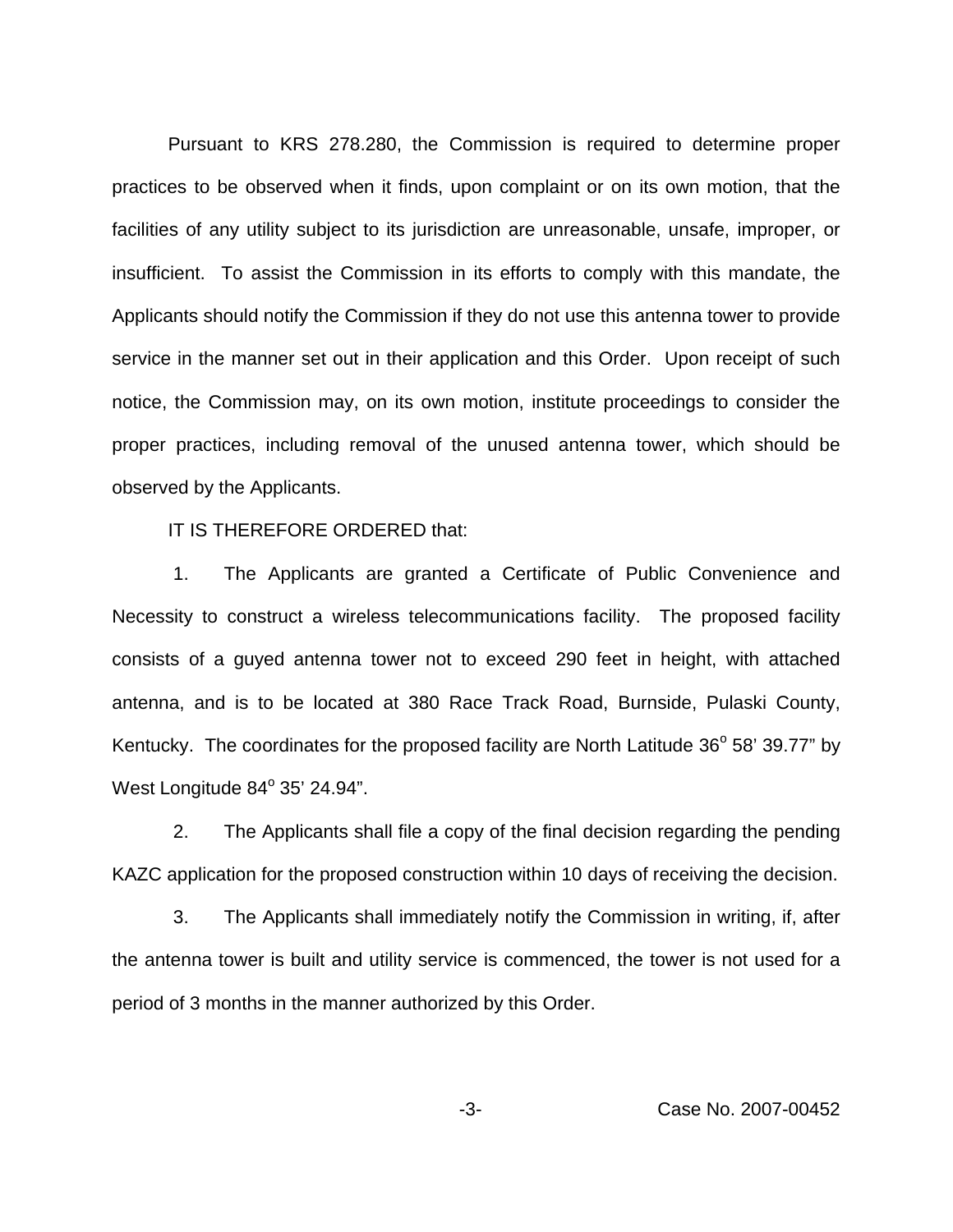Pursuant to KRS 278.280, the Commission is required to determine proper practices to be observed when it finds, upon complaint or on its own motion, that the facilities of any utility subject to its jurisdiction are unreasonable, unsafe, improper, or insufficient. To assist the Commission in its efforts to comply with this mandate, the Applicants should notify the Commission if they do not use this antenna tower to provide service in the manner set out in their application and this Order. Upon receipt of such notice, the Commission may, on its own motion, institute proceedings to consider the proper practices, including removal of the unused antenna tower, which should be observed by the Applicants.

IT IS THEREFORE ORDERED that:

1. The Applicants are granted a Certificate of Public Convenience and Necessity to construct a wireless telecommunications facility. The proposed facility consists of a guyed antenna tower not to exceed 290 feet in height, with attached antenna, and is to be located at 380 Race Track Road, Burnside, Pulaski County, Kentucky. The coordinates for the proposed facility are North Latitude 36° 58' 39.77" by West Longitude 84° 35' 24.94".

2. The Applicants shall file a copy of the final decision regarding the pending KAZC application for the proposed construction within 10 days of receiving the decision.

3. The Applicants shall immediately notify the Commission in writing, if, after the antenna tower is built and utility service is commenced, the tower is not used for a period of 3 months in the manner authorized by this Order.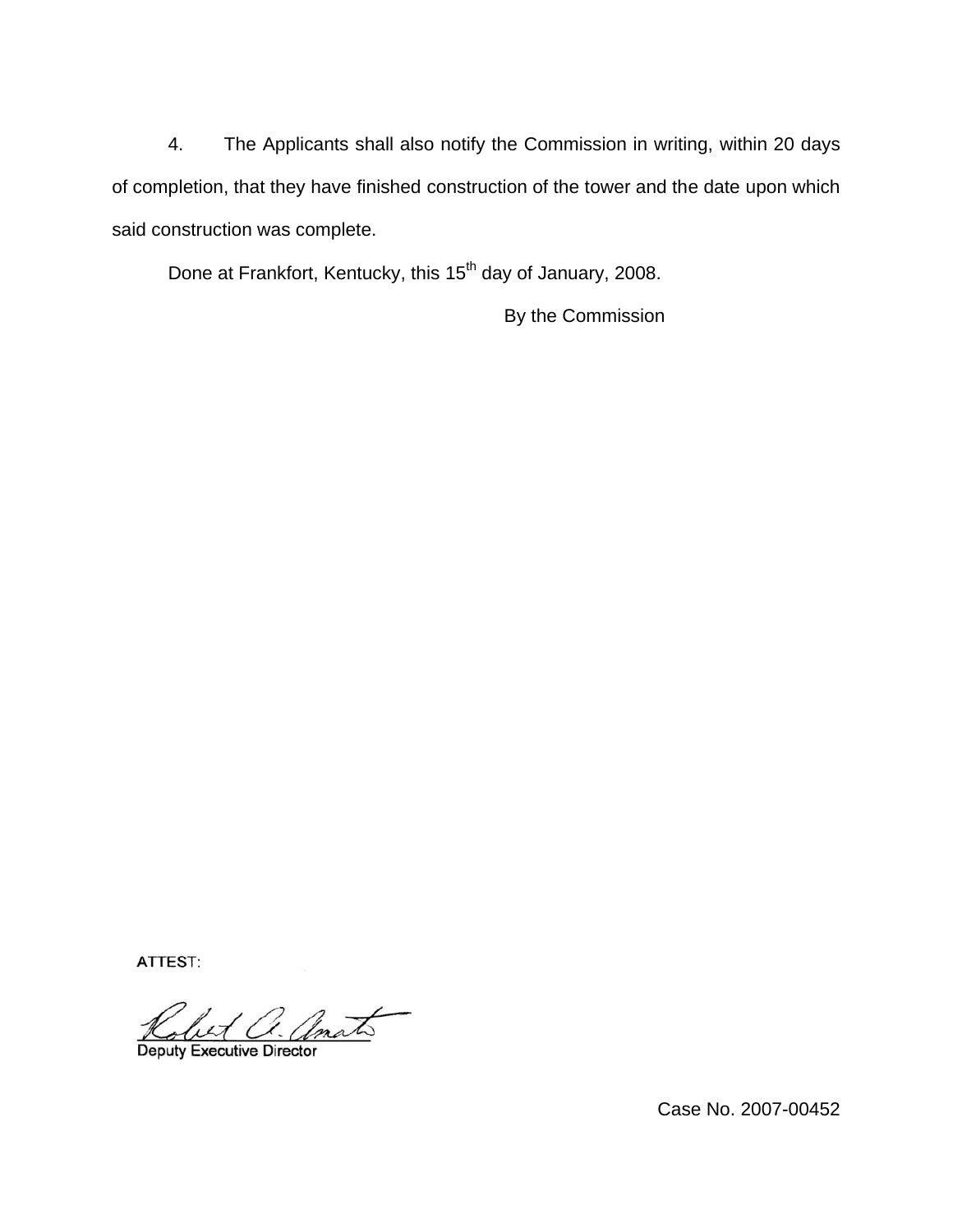4. The Applicants shall also notify the Commission in writing, within 20 days of completion, that they have finished construction of the tower and the date upon which said construction was complete.

Done at Frankfort, Kentucky, this 15th day of January, 2008.

By the Commission

ATTEST:

Deputy Executive Director

Case No. 2007-00452